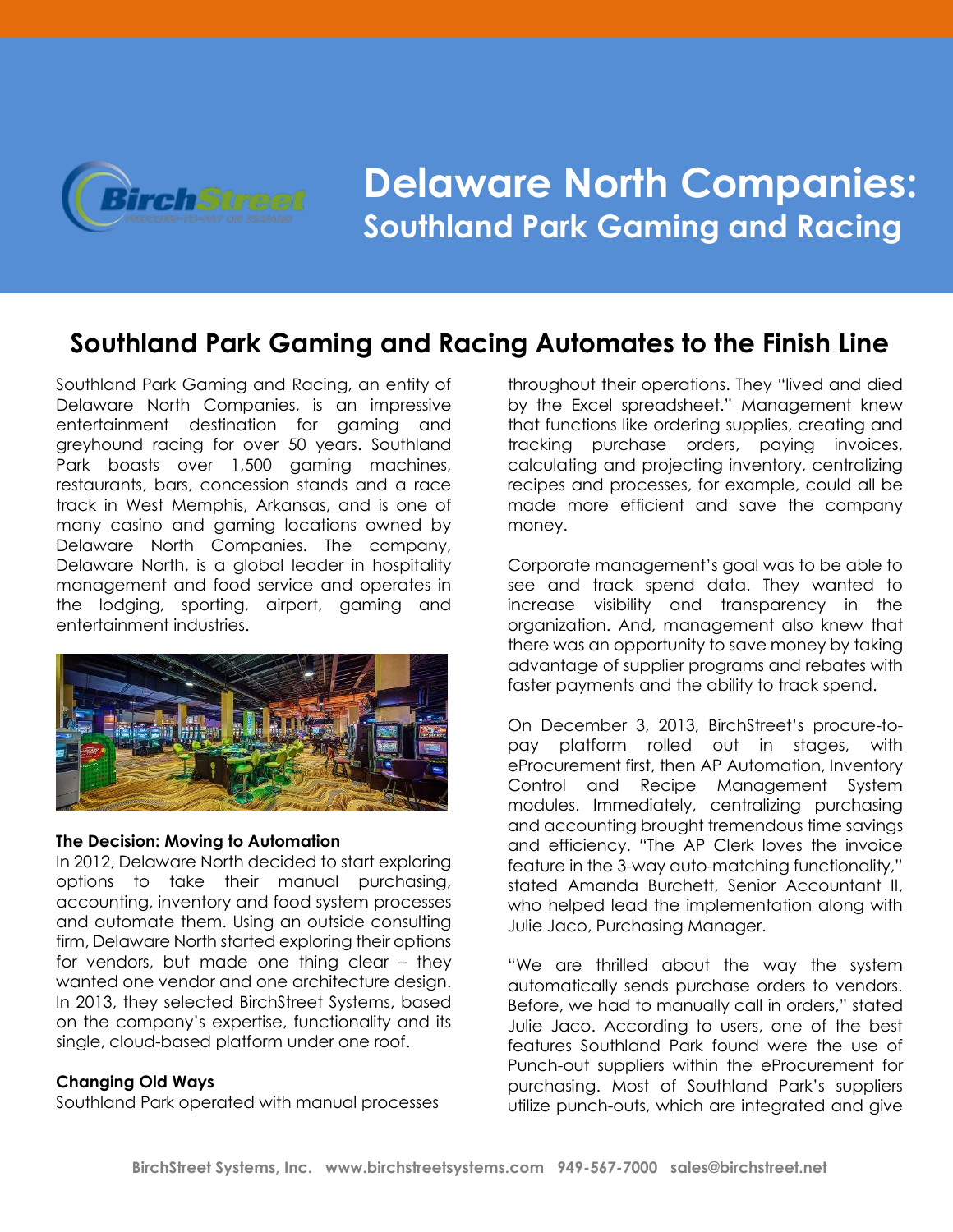# Delaware North Companies:
## Southland Park Gaming and Racing

## Southland Park Gaming and Racing Automates to the Finish Line

Southland Park Gaming and Racing, an entity of Delaware North Companies, is an impressive entertainment destination for gaming and greyhound racing for over 50 years. Southland Park boasts over 1,500 gaming machines, restaurants, bars, concession stands and a race track in West Memphis, Arkansas, and is one of many casino and gaming locations owned by Delaware North Companies. The company, Delaware North, is a global leader in hospitality management and food service and operates in the lodging, sporting, airport, gaming and entertainment industries.

**The Decision: Moving to Automation**

In 2012, Delaware North decided to start exploring options to take their manual purchasing, accounting, inventory and food system processes and automate them. Using an outside consulting firm, Delaware North started exploring their options for vendors, but made one thing clear – they wanted one vendor and one architecture design. In 2013, they selected BirchStreet Systems, based on the company's expertise, functionality and its single, cloud-based platform under one roof.

**Changing Old Ways**

Southland Park operated with manual processes throughout their operations. They "lived and died by the Excel spreadsheet." Management knew that functions like ordering supplies, creating and tracking purchase orders, paying invoices, calculating and projecting inventory, centralizing recipes and processes, for example, could all be made more efficient and save the company money.

Corporate management's goal was to be able to see and track spend data. They wanted to increase visibility and transparency in the organization. And, management also knew that there was an opportunity to save money by taking advantage of supplier programs and rebates with faster payments and the ability to track spend.

On December 3, 2013, BirchStreet's procure-to-pay platform rolled out in stages, with eProcurement first, then AP Automation, Inventory Control and Recipe Management System modules. Immediately, centralizing purchasing and accounting brought tremendous time savings and efficiency. "The AP Clerk loves the invoice feature in the 3-way auto-matching functionality," stated Amanda Burchett, Senior Accountant II, who helped lead the implementation along with Julie Jaco, Purchasing Manager.

"We are thrilled about the way the system automatically sends purchase orders to vendors. Before, we had to manually call in orders," stated Julie Jaco. According to users, one of the best features Southland Park found were the use of Punch-out suppliers within the eProcurement for purchasing. Most of Southland Park's suppliers utilize punch-outs, which are integrated and give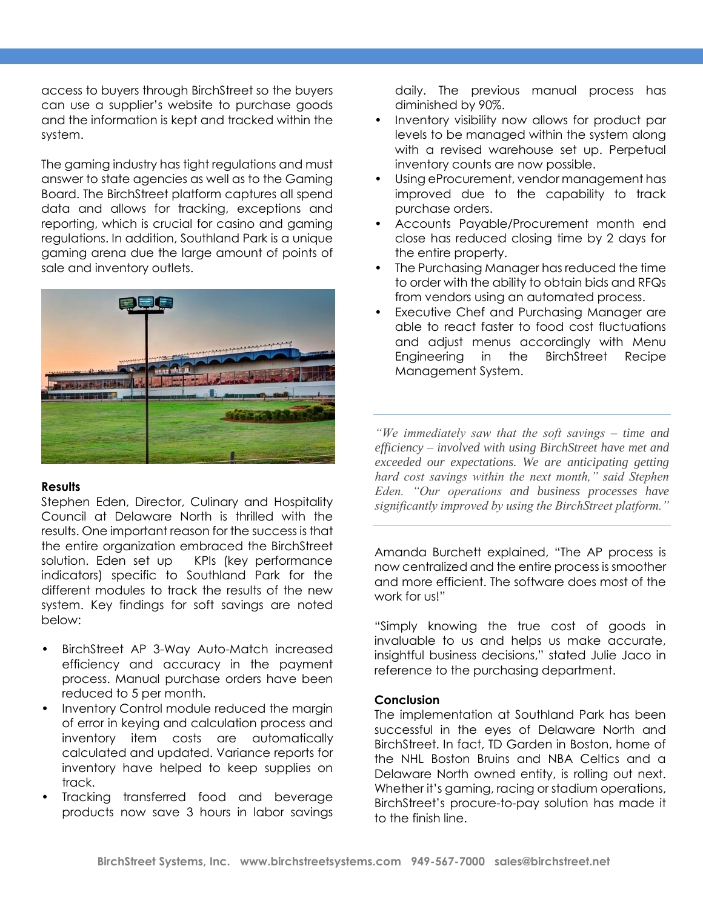access to buyers through BirchStreet so the buyers can use a supplier's website to purchase goods and the information is kept and tracked within the system.

The gaming industry has tight regulations and must answer to state agencies as well as to the Gaming Board. The BirchStreet platform captures all spend data and allows for tracking, exceptions and reporting, which is crucial for casino and gaming regulations. In addition, Southland Park is a unique gaming arena due the large amount of points of sale and inventory outlets.

**Results**

Stephen Eden, Director, Culinary and Hospitality Council at Delaware North is thrilled with the results. One important reason for the success is that the entire organization embraced the BirchStreet solution. Eden set up KPIs (key performance indicators) specific to Southland Park for the different modules to track the results of the new system. Key findings for soft savings are noted below:

- BirchStreet AP 3-Way Auto-Match increased efficiency and accuracy in the payment process. Manual purchase orders have been reduced to 5 per month.
- Inventory Control module reduced the margin of error in keying and calculation process and inventory item costs are automatically calculated and updated. Variance reports for inventory have helped to keep supplies on track.
- Tracking transferred food and beverage products now save 3 hours in labor savings daily. The previous manual process has diminished by 90%.
- Inventory visibility now allows for product par levels to be managed within the system along with a revised warehouse set up. Perpetual inventory counts are now possible.
- Using eProcurement, vendor management has improved due to the capability to track purchase orders.
- Accounts Payable/Procurement month end close has reduced closing time by 2 days for the entire property.
- The Purchasing Manager has reduced the time to order with the ability to obtain bids and RFQs from vendors using an automated process.
- Executive Chef and Purchasing Manager are able to react faster to food cost fluctuations and adjust menus accordingly with Menu Engineering in the BirchStreet Recipe Management System.

*"We immediately saw that the soft savings – time and efficiency – involved with using BirchStreet have met and exceeded our expectations. We are anticipating getting hard cost savings within the next month," said Stephen Eden. "Our operations and business processes have significantly improved by using the BirchStreet platform."*

Amanda Burchett explained, "The AP process is now centralized and the entire process is smoother and more efficient. The software does most of the work for us!"

"Simply knowing the true cost of goods in invaluable to us and helps us make accurate, insightful business decisions," stated Julie Jaco in reference to the purchasing department.

**Conclusion**

The implementation at Southland Park has been successful in the eyes of Delaware North and BirchStreet. In fact, TD Garden in Boston, home of the NHL Boston Bruins and NBA Celtics and a Delaware North owned entity, is rolling out next. Whether it's gaming, racing or stadium operations, BirchStreet's procure-to-pay solution has made it to the finish line.

BirchStreet Systems, Inc. www.birchstreetsystems.com 949-567-7000 sales@birchstreet.net